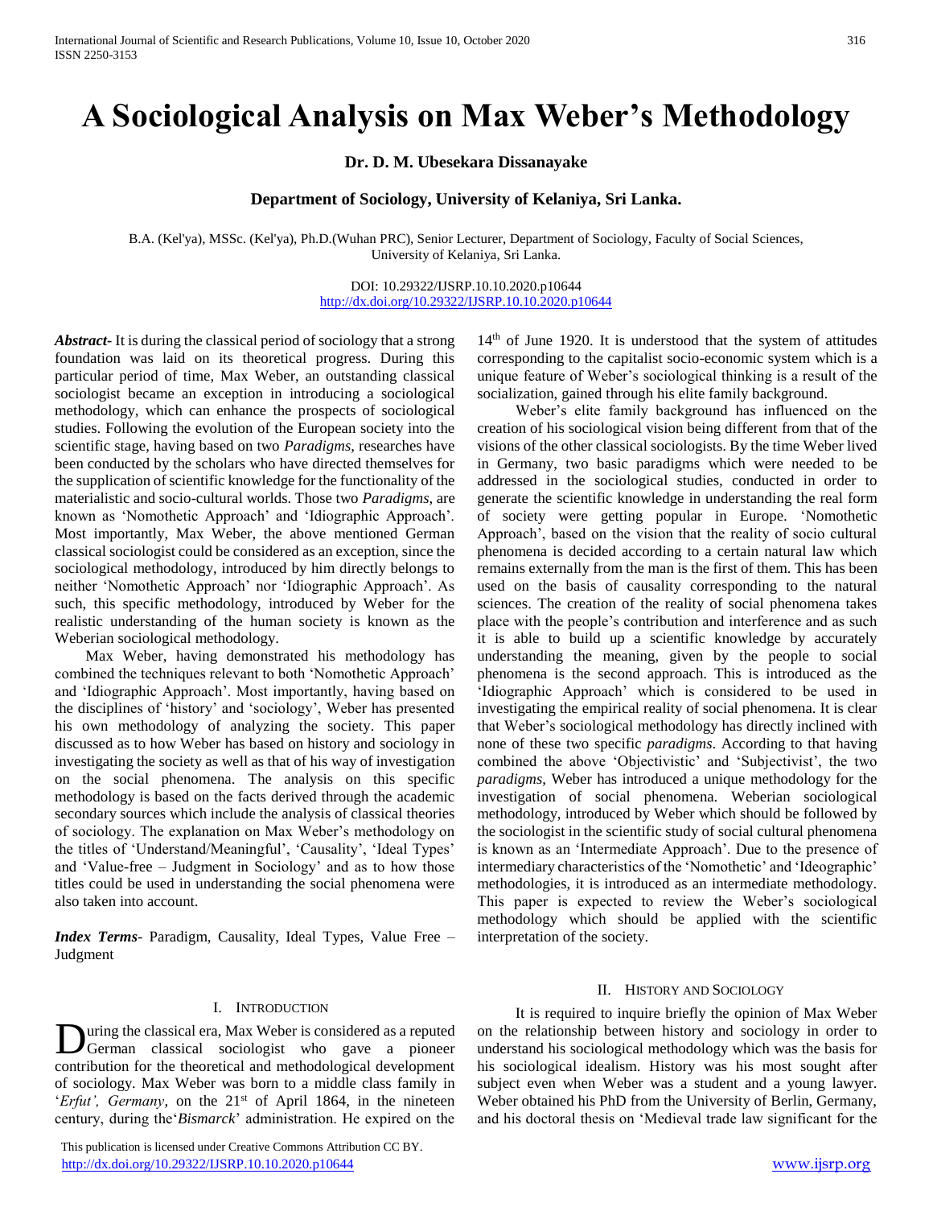# A Sociological Analysis on Max Weber's Methodology

**Dr. D. M. Ubesekara Dissanayake**

**Department of Sociology, University of Kelaniya, Sri Lanka.**

B.A. (Kel'ya), MSSc. (Kel'ya), Ph.D.(Wuhan PRC), Senior Lecturer, Department of Sociology, Faculty of Social Sciences, University of Kelaniya, Sri Lanka.

DOI: 10.29322/IJSRP.10.10.2020.p10644
http://dx.doi.org/10.29322/IJSRP.10.10.2020.p10644

***Abstract-*** It is during the classical period of sociology that a strong foundation was laid on its theoretical progress. During this particular period of time, Max Weber, an outstanding classical sociologist became an exception in introducing a sociological methodology, which can enhance the prospects of sociological studies. Following the evolution of the European society into the scientific stage, having based on two *Paradigms*, researches have been conducted by the scholars who have directed themselves for the supplication of scientific knowledge for the functionality of the materialistic and socio-cultural worlds. Those two *Paradigms*, are known as 'Nomothetic Approach' and 'Idiographic Approach'. Most importantly, Max Weber, the above mentioned German classical sociologist could be considered as an exception, since the sociological methodology, introduced by him directly belongs to neither 'Nomothetic Approach' nor 'Idiographic Approach'. As such, this specific methodology, introduced by Weber for the realistic understanding of the human society is known as the Weberian sociological methodology.

Max Weber, having demonstrated his methodology has combined the techniques relevant to both 'Nomothetic Approach' and 'Idiographic Approach'. Most importantly, having based on the disciplines of 'history' and 'sociology', Weber has presented his own methodology of analyzing the society. This paper discussed as to how Weber has based on history and sociology in investigating the society as well as that of his way of investigation on the social phenomena. The analysis on this specific methodology is based on the facts derived through the academic secondary sources which include the analysis of classical theories of sociology. The explanation on Max Weber's methodology on the titles of 'Understand/Meaningful', 'Causality', 'Ideal Types' and 'Value-free – Judgment in Sociology' and as to how those titles could be used in understanding the social phenomena were also taken into account.

***Index Terms-*** Paradigm, Causality, Ideal Types, Value Free – Judgment

## I. Introduction

During the classical era, Max Weber is considered as a reputed German classical sociologist who gave a pioneer contribution for the theoretical and methodological development of sociology. Max Weber was born to a middle class family in '*Erfut', Germany*, on the 21st of April 1864, in the nineteen century, during the'*Bismarck*' administration. He expired on the 14th of June 1920. It is understood that the system of attitudes corresponding to the capitalist socio-economic system which is a unique feature of Weber's sociological thinking is a result of the socialization, gained through his elite family background.

Weber's elite family background has influenced on the creation of his sociological vision being different from that of the visions of the other classical sociologists. By the time Weber lived in Germany, two basic paradigms which were needed to be addressed in the sociological studies, conducted in order to generate the scientific knowledge in understanding the real form of society were getting popular in Europe. 'Nomothetic Approach', based on the vision that the reality of socio cultural phenomena is decided according to a certain natural law which remains externally from the man is the first of them. This has been used on the basis of causality corresponding to the natural sciences. The creation of the reality of social phenomena takes place with the people's contribution and interference and as such it is able to build up a scientific knowledge by accurately understanding the meaning, given by the people to social phenomena is the second approach. This is introduced as the 'Idiographic Approach' which is considered to be used in investigating the empirical reality of social phenomena. It is clear that Weber's sociological methodology has directly inclined with none of these two specific *paradigms*. According to that having combined the above 'Objectivistic' and 'Subjectivist', the two *paradigms*, Weber has introduced a unique methodology for the investigation of social phenomena. Weberian sociological methodology, introduced by Weber which should be followed by the sociologist in the scientific study of social cultural phenomena is known as an 'Intermediate Approach'. Due to the presence of intermediary characteristics of the 'Nomothetic' and 'Ideographic' methodologies, it is introduced as an intermediate methodology. This paper is expected to review the Weber's sociological methodology which should be applied with the scientific interpretation of the society.

## II. History and Sociology

It is required to inquire briefly the opinion of Max Weber on the relationship between history and sociology in order to understand his sociological methodology which was the basis for his sociological idealism. History was his most sought after subject even when Weber was a student and a young lawyer. Weber obtained his PhD from the University of Berlin, Germany, and his doctoral thesis on 'Medieval trade law significant for the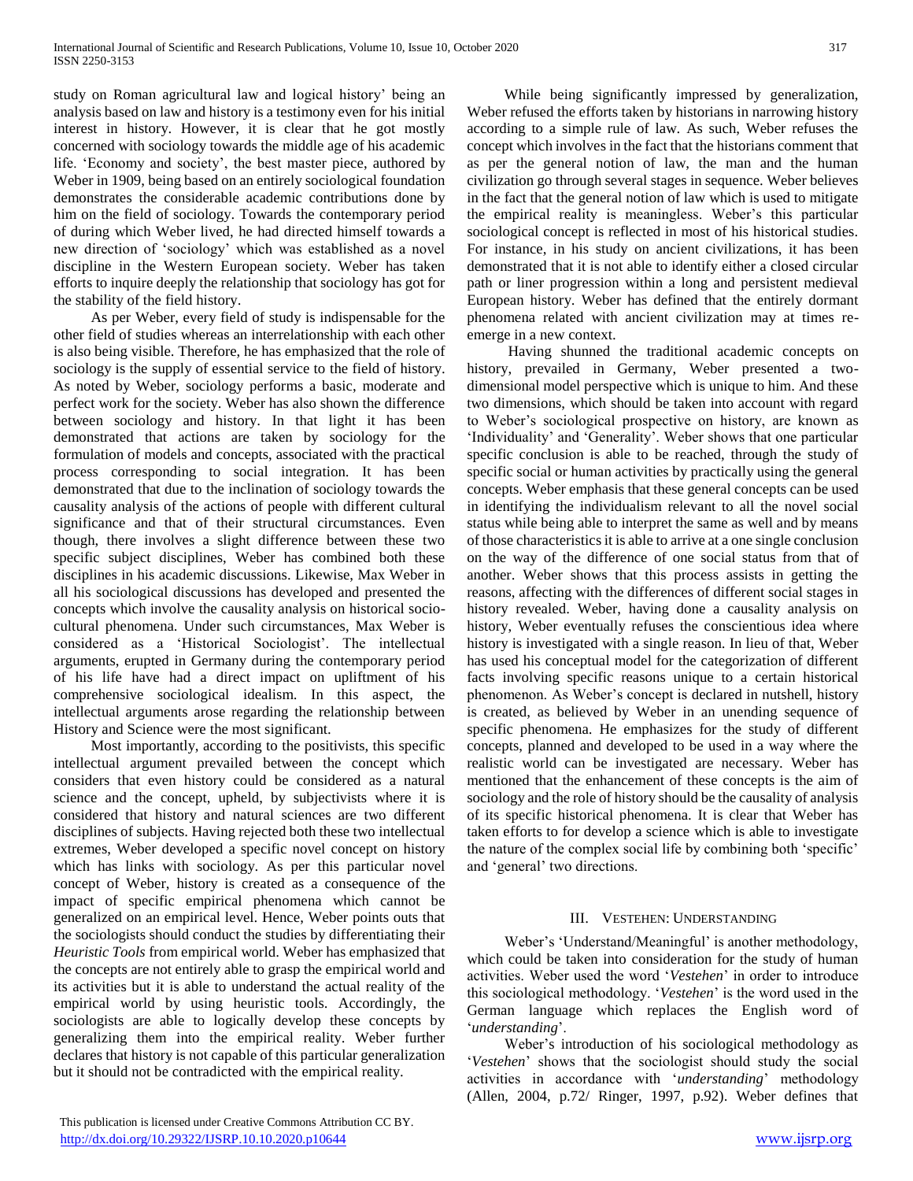study on Roman agricultural law and logical history' being an analysis based on law and history is a testimony even for his initial interest in history. However, it is clear that he got mostly concerned with sociology towards the middle age of his academic life. 'Economy and society', the best master piece, authored by Weber in 1909, being based on an entirely sociological foundation demonstrates the considerable academic contributions done by him on the field of sociology. Towards the contemporary period of during which Weber lived, he had directed himself towards a new direction of 'sociology' which was established as a novel discipline in the Western European society. Weber has taken efforts to inquire deeply the relationship that sociology has got for the stability of the field history.

As per Weber, every field of study is indispensable for the other field of studies whereas an interrelationship with each other is also being visible. Therefore, he has emphasized that the role of sociology is the supply of essential service to the field of history. As noted by Weber, sociology performs a basic, moderate and perfect work for the society. Weber has also shown the difference between sociology and history. In that light it has been demonstrated that actions are taken by sociology for the formulation of models and concepts, associated with the practical process corresponding to social integration. It has been demonstrated that due to the inclination of sociology towards the causality analysis of the actions of people with different cultural significance and that of their structural circumstances. Even though, there involves a slight difference between these two specific subject disciplines, Weber has combined both these disciplines in his academic discussions. Likewise, Max Weber in all his sociological discussions has developed and presented the concepts which involve the causality analysis on historical socio-cultural phenomena. Under such circumstances, Max Weber is considered as a 'Historical Sociologist'. The intellectual arguments, erupted in Germany during the contemporary period of his life have had a direct impact on upliftment of his comprehensive sociological idealism. In this aspect, the intellectual arguments arose regarding the relationship between History and Science were the most significant.

Most importantly, according to the positivists, this specific intellectual argument prevailed between the concept which considers that even history could be considered as a natural science and the concept, upheld, by subjectivists where it is considered that history and natural sciences are two different disciplines of subjects. Having rejected both these two intellectual extremes, Weber developed a specific novel concept on history which has links with sociology. As per this particular novel concept of Weber, history is created as a consequence of the impact of specific empirical phenomena which cannot be generalized on an empirical level. Hence, Weber points outs that the sociologists should conduct the studies by differentiating their *Heuristic Tools* from empirical world. Weber has emphasized that the concepts are not entirely able to grasp the empirical world and its activities but it is able to understand the actual reality of the empirical world by using heuristic tools. Accordingly, the sociologists are able to logically develop these concepts by generalizing them into the empirical reality. Weber further declares that history is not capable of this particular generalization but it should not be contradicted with the empirical reality.

While being significantly impressed by generalization, Weber refused the efforts taken by historians in narrowing history according to a simple rule of law. As such, Weber refuses the concept which involves in the fact that the historians comment that as per the general notion of law, the man and the human civilization go through several stages in sequence. Weber believes in the fact that the general notion of law which is used to mitigate the empirical reality is meaningless. Weber's this particular sociological concept is reflected in most of his historical studies. For instance, in his study on ancient civilizations, it has been demonstrated that it is not able to identify either a closed circular path or liner progression within a long and persistent medieval European history. Weber has defined that the entirely dormant phenomena related with ancient civilization may at times re-emerge in a new context.

Having shunned the traditional academic concepts on history, prevailed in Germany, Weber presented a two-dimensional model perspective which is unique to him. And these two dimensions, which should be taken into account with regard to Weber's sociological prospective on history, are known as 'Individuality' and 'Generality'. Weber shows that one particular specific conclusion is able to be reached, through the study of specific social or human activities by practically using the general concepts. Weber emphasis that these general concepts can be used in identifying the individualism relevant to all the novel social status while being able to interpret the same as well and by means of those characteristics it is able to arrive at a one single conclusion on the way of the difference of one social status from that of another. Weber shows that this process assists in getting the reasons, affecting with the differences of different social stages in history revealed. Weber, having done a causality analysis on history, Weber eventually refuses the conscientious idea where history is investigated with a single reason. In lieu of that, Weber has used his conceptual model for the categorization of different facts involving specific reasons unique to a certain historical phenomenon. As Weber's concept is declared in nutshell, history is created, as believed by Weber in an unending sequence of specific phenomena. He emphasizes for the study of different concepts, planned and developed to be used in a way where the realistic world can be investigated are necessary. Weber has mentioned that the enhancement of these concepts is the aim of sociology and the role of history should be the causality of analysis of its specific historical phenomena. It is clear that Weber has taken efforts to for develop a science which is able to investigate the nature of the complex social life by combining both 'specific' and 'general' two directions.

## III. Vestehen: Understanding

Weber's 'Understand/Meaningful' is another methodology, which could be taken into consideration for the study of human activities. Weber used the word '*Vestehen*' in order to introduce this sociological methodology. '*Vestehen*' is the word used in the German language which replaces the English word of '*understanding*'.

Weber's introduction of his sociological methodology as '*Vestehen*' shows that the sociologist should study the social activities in accordance with '*understanding*' methodology (Allen, 2004, p.72/ Ringer, 1997, p.92). Weber defines that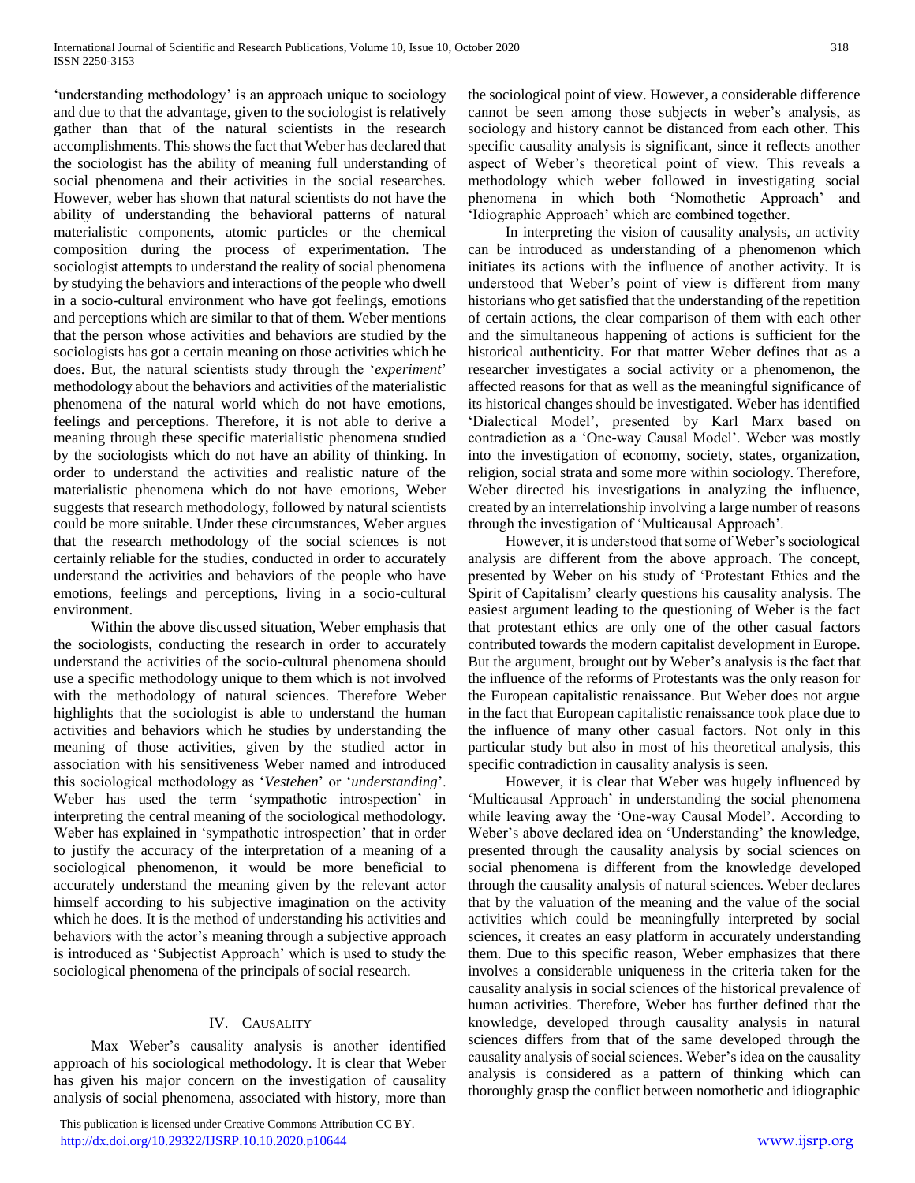'understanding methodology' is an approach unique to sociology and due to that the advantage, given to the sociologist is relatively gather than that of the natural scientists in the research accomplishments. This shows the fact that Weber has declared that the sociologist has the ability of meaning full understanding of social phenomena and their activities in the social researches. However, weber has shown that natural scientists do not have the ability of understanding the behavioral patterns of natural materialistic components, atomic particles or the chemical composition during the process of experimentation. The sociologist attempts to understand the reality of social phenomena by studying the behaviors and interactions of the people who dwell in a socio-cultural environment who have got feelings, emotions and perceptions which are similar to that of them. Weber mentions that the person whose activities and behaviors are studied by the sociologists has got a certain meaning on those activities which he does. But, the natural scientists study through the '*experiment*' methodology about the behaviors and activities of the materialistic phenomena of the natural world which do not have emotions, feelings and perceptions. Therefore, it is not able to derive a meaning through these specific materialistic phenomena studied by the sociologists which do not have an ability of thinking. In order to understand the activities and realistic nature of the materialistic phenomena which do not have emotions, Weber suggests that research methodology, followed by natural scientists could be more suitable. Under these circumstances, Weber argues that the research methodology of the social sciences is not certainly reliable for the studies, conducted in order to accurately understand the activities and behaviors of the people who have emotions, feelings and perceptions, living in a socio-cultural environment.

Within the above discussed situation, Weber emphasis that the sociologists, conducting the research in order to accurately understand the activities of the socio-cultural phenomena should use a specific methodology unique to them which is not involved with the methodology of natural sciences. Therefore Weber highlights that the sociologist is able to understand the human activities and behaviors which he studies by understanding the meaning of those activities, given by the studied actor in association with his sensitiveness Weber named and introduced this sociological methodology as '*Vestehen*' or '*understanding*'. Weber has used the term 'sympathotic introspection' in interpreting the central meaning of the sociological methodology. Weber has explained in 'sympathotic introspection' that in order to justify the accuracy of the interpretation of a meaning of a sociological phenomenon, it would be more beneficial to accurately understand the meaning given by the relevant actor himself according to his subjective imagination on the activity which he does. It is the method of understanding his activities and behaviors with the actor's meaning through a subjective approach is introduced as 'Subjectist Approach' which is used to study the sociological phenomena of the principals of social research.

## IV. Causality

Max Weber's causality analysis is another identified approach of his sociological methodology. It is clear that Weber has given his major concern on the investigation of causality analysis of social phenomena, associated with history, more than the sociological point of view. However, a considerable difference cannot be seen among those subjects in weber's analysis, as sociology and history cannot be distanced from each other. This specific causality analysis is significant, since it reflects another aspect of Weber's theoretical point of view. This reveals a methodology which weber followed in investigating social phenomena in which both 'Nomothetic Approach' and 'Idiographic Approach' which are combined together.

In interpreting the vision of causality analysis, an activity can be introduced as understanding of a phenomenon which initiates its actions with the influence of another activity. It is understood that Weber's point of view is different from many historians who get satisfied that the understanding of the repetition of certain actions, the clear comparison of them with each other and the simultaneous happening of actions is sufficient for the historical authenticity. For that matter Weber defines that as a researcher investigates a social activity or a phenomenon, the affected reasons for that as well as the meaningful significance of its historical changes should be investigated. Weber has identified 'Dialectical Model', presented by Karl Marx based on contradiction as a 'One-way Causal Model'. Weber was mostly into the investigation of economy, society, states, organization, religion, social strata and some more within sociology. Therefore, Weber directed his investigations in analyzing the influence, created by an interrelationship involving a large number of reasons through the investigation of 'Multicausal Approach'.

However, it is understood that some of Weber's sociological analysis are different from the above approach. The concept, presented by Weber on his study of 'Protestant Ethics and the Spirit of Capitalism' clearly questions his causality analysis. The easiest argument leading to the questioning of Weber is the fact that protestant ethics are only one of the other casual factors contributed towards the modern capitalist development in Europe. But the argument, brought out by Weber's analysis is the fact that the influence of the reforms of Protestants was the only reason for the European capitalistic renaissance. But Weber does not argue in the fact that European capitalistic renaissance took place due to the influence of many other casual factors. Not only in this particular study but also in most of his theoretical analysis, this specific contradiction in causality analysis is seen.

However, it is clear that Weber was hugely influenced by 'Multicausal Approach' in understanding the social phenomena while leaving away the 'One-way Causal Model'. According to Weber's above declared idea on 'Understanding' the knowledge, presented through the causality analysis by social sciences on social phenomena is different from the knowledge developed through the causality analysis of natural sciences. Weber declares that by the valuation of the meaning and the value of the social activities which could be meaningfully interpreted by social sciences, it creates an easy platform in accurately understanding them. Due to this specific reason, Weber emphasizes that there involves a considerable uniqueness in the criteria taken for the causality analysis in social sciences of the historical prevalence of human activities. Therefore, Weber has further defined that the knowledge, developed through causality analysis in natural sciences differs from that of the same developed through the causality analysis of social sciences. Weber's idea on the causality analysis is considered as a pattern of thinking which can thoroughly grasp the conflict between nomothetic and idiographic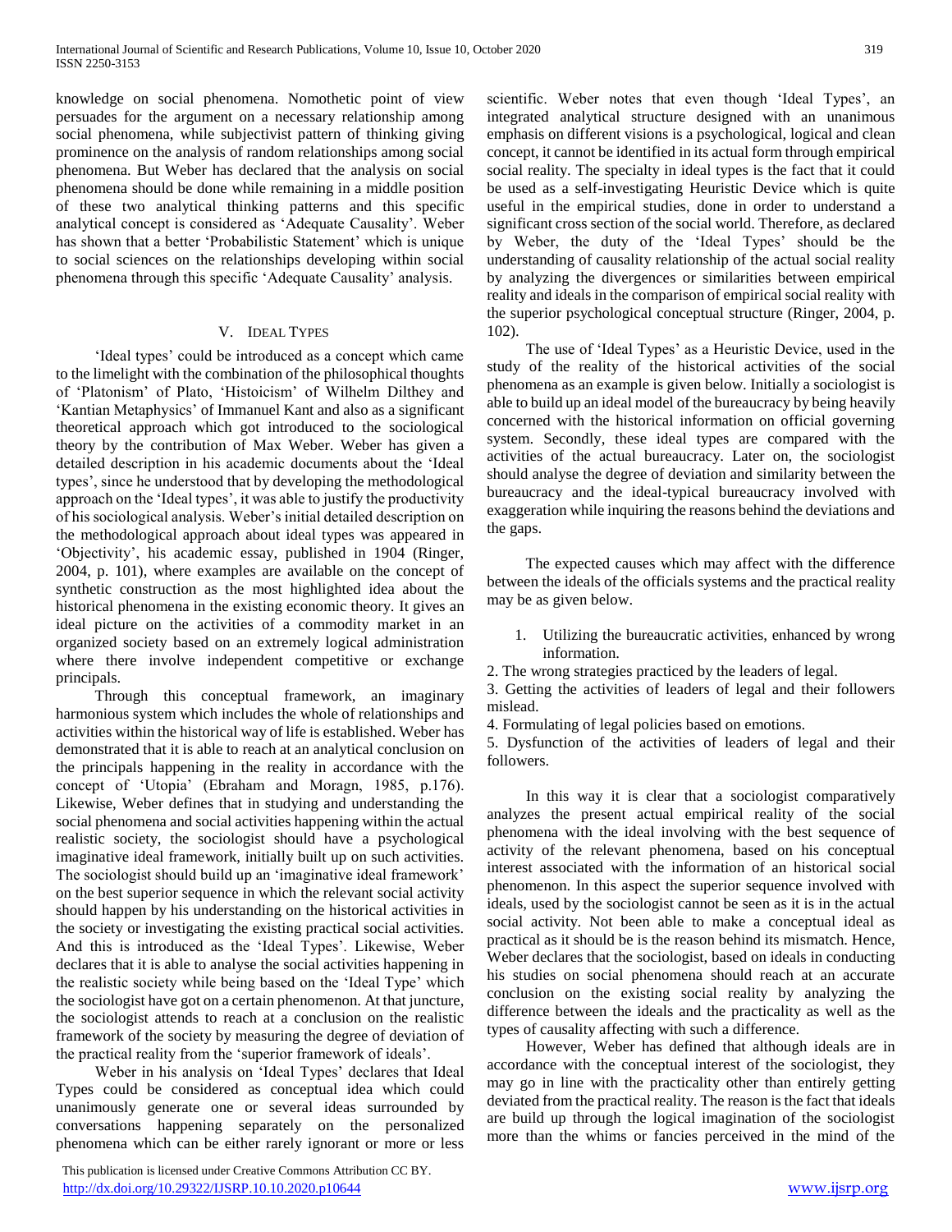knowledge on social phenomena. Nomothetic point of view persuades for the argument on a necessary relationship among social phenomena, while subjectivist pattern of thinking giving prominence on the analysis of random relationships among social phenomena. But Weber has declared that the analysis on social phenomena should be done while remaining in a middle position of these two analytical thinking patterns and this specific analytical concept is considered as 'Adequate Causality'. Weber has shown that a better 'Probabilistic Statement' which is unique to social sciences on the relationships developing within social phenomena through this specific 'Adequate Causality' analysis.

## V. IDEAL TYPES

'Ideal types' could be introduced as a concept which came to the limelight with the combination of the philosophical thoughts of 'Platonism' of Plato, 'Histoicism' of Wilhelm Dilthey and 'Kantian Metaphysics' of Immanuel Kant and also as a significant theoretical approach which got introduced to the sociological theory by the contribution of Max Weber. Weber has given a detailed description in his academic documents about the 'Ideal types', since he understood that by developing the methodological approach on the 'Ideal types', it was able to justify the productivity of his sociological analysis. Weber's initial detailed description on the methodological approach about ideal types was appeared in 'Objectivity', his academic essay, published in 1904 (Ringer, 2004, p. 101), where examples are available on the concept of synthetic construction as the most highlighted idea about the historical phenomena in the existing economic theory. It gives an ideal picture on the activities of a commodity market in an organized society based on an extremely logical administration where there involve independent competitive or exchange principals.

Through this conceptual framework, an imaginary harmonious system which includes the whole of relationships and activities within the historical way of life is established. Weber has demonstrated that it is able to reach at an analytical conclusion on the principals happening in the reality in accordance with the concept of 'Utopia' (Ebraham and Moragn, 1985, p.176). Likewise, Weber defines that in studying and understanding the social phenomena and social activities happening within the actual realistic society, the sociologist should have a psychological imaginative ideal framework, initially built up on such activities. The sociologist should build up an 'imaginative ideal framework' on the best superior sequence in which the relevant social activity should happen by his understanding on the historical activities in the society or investigating the existing practical social activities. And this is introduced as the 'Ideal Types'. Likewise, Weber declares that it is able to analyse the social activities happening in the realistic society while being based on the 'Ideal Type' which the sociologist have got on a certain phenomenon. At that juncture, the sociologist attends to reach at a conclusion on the realistic framework of the society by measuring the degree of deviation of the practical reality from the 'superior framework of ideals'.

Weber in his analysis on 'Ideal Types' declares that Ideal Types could be considered as conceptual idea which could unanimously generate one or several ideas surrounded by conversations happening separately on the personalized phenomena which can be either rarely ignorant or more or less scientific. Weber notes that even though 'Ideal Types', an integrated analytical structure designed with an unanimous emphasis on different visions is a psychological, logical and clean concept, it cannot be identified in its actual form through empirical social reality. The specialty in ideal types is the fact that it could be used as a self-investigating Heuristic Device which is quite useful in the empirical studies, done in order to understand a significant cross section of the social world. Therefore, as declared by Weber, the duty of the 'Ideal Types' should be the understanding of causality relationship of the actual social reality by analyzing the divergences or similarities between empirical reality and ideals in the comparison of empirical social reality with the superior psychological conceptual structure (Ringer, 2004, p. 102).

The use of 'Ideal Types' as a Heuristic Device, used in the study of the reality of the historical activities of the social phenomena as an example is given below. Initially a sociologist is able to build up an ideal model of the bureaucracy by being heavily concerned with the historical information on official governing system. Secondly, these ideal types are compared with the activities of the actual bureaucracy. Later on, the sociologist should analyse the degree of deviation and similarity between the bureaucracy and the ideal-typical bureaucracy involved with exaggeration while inquiring the reasons behind the deviations and the gaps.

The expected causes which may affect with the difference between the ideals of the officials systems and the practical reality may be as given below.

1. Utilizing the bureaucratic activities, enhanced by wrong information.
2. The wrong strategies practiced by the leaders of legal.
3. Getting the activities of leaders of legal and their followers mislead.
4. Formulating of legal policies based on emotions.
5. Dysfunction of the activities of leaders of legal and their followers.

In this way it is clear that a sociologist comparatively analyzes the present actual empirical reality of the social phenomena with the ideal involving with the best sequence of activity of the relevant phenomena, based on his conceptual interest associated with the information of an historical social phenomenon. In this aspect the superior sequence involved with ideals, used by the sociologist cannot be seen as it is in the actual social activity. Not been able to make a conceptual ideal as practical as it should be is the reason behind its mismatch. Hence, Weber declares that the sociologist, based on ideals in conducting his studies on social phenomena should reach at an accurate conclusion on the existing social reality by analyzing the difference between the ideals and the practicality as well as the types of causality affecting with such a difference.

However, Weber has defined that although ideals are in accordance with the conceptual interest of the sociologist, they may go in line with the practicality other than entirely getting deviated from the practical reality. The reason is the fact that ideals are build up through the logical imagination of the sociologist more than the whims or fancies perceived in the mind of the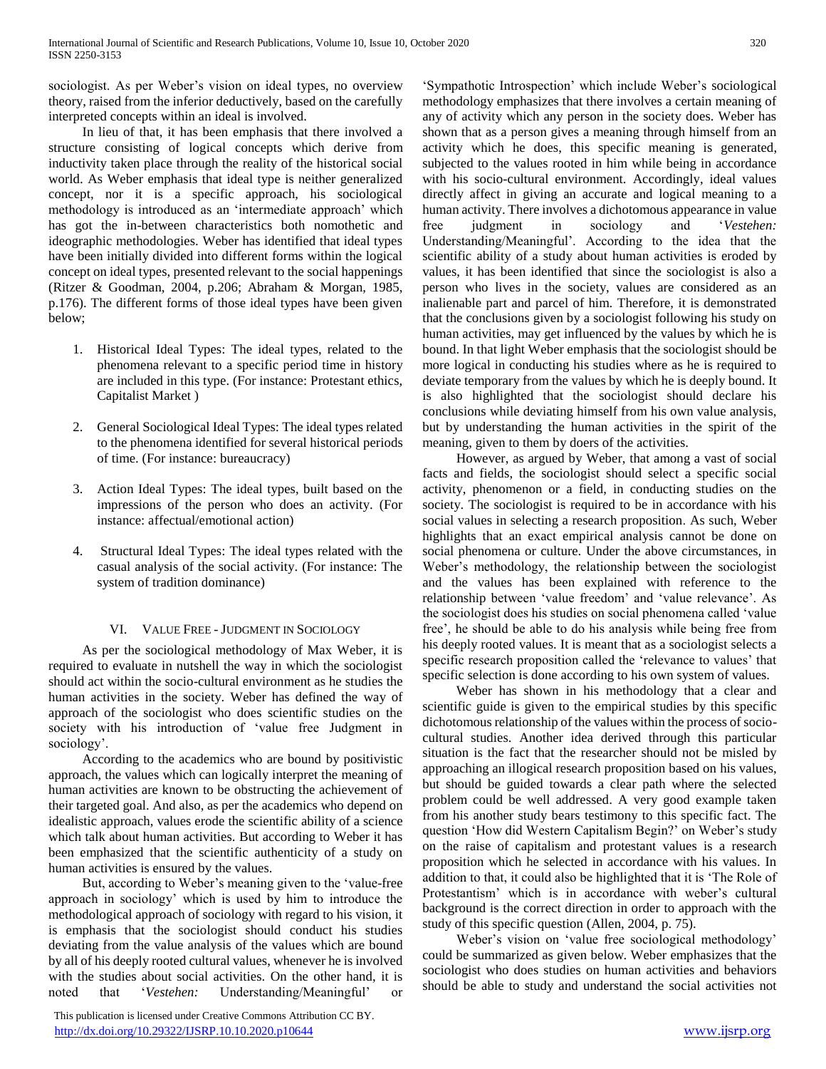sociologist. As per Weber's vision on ideal types, no overview theory, raised from the inferior deductively, based on the carefully interpreted concepts within an ideal is involved.

In lieu of that, it has been emphasis that there involved a structure consisting of logical concepts which derive from inductivity taken place through the reality of the historical social world. As Weber emphasis that ideal type is neither generalized concept, nor it is a specific approach, his sociological methodology is introduced as an 'intermediate approach' which has got the in-between characteristics both nomothetic and ideographic methodologies. Weber has identified that ideal types have been initially divided into different forms within the logical concept on ideal types, presented relevant to the social happenings (Ritzer & Goodman, 2004, p.206; Abraham & Morgan, 1985, p.176). The different forms of those ideal types have been given below;

1. Historical Ideal Types: The ideal types, related to the phenomena relevant to a specific period time in history are included in this type. (For instance: Protestant ethics, Capitalist Market )

2. General Sociological Ideal Types: The ideal types related to the phenomena identified for several historical periods of time. (For instance: bureaucracy)

3. Action Ideal Types: The ideal types, built based on the impressions of the person who does an activity. (For instance: affectual/emotional action)

4. Structural Ideal Types: The ideal types related with the casual analysis of the social activity. (For instance: The system of tradition dominance)

## VI. Value Free - Judgment in Sociology

As per the sociological methodology of Max Weber, it is required to evaluate in nutshell the way in which the sociologist should act within the socio-cultural environment as he studies the human activities in the society. Weber has defined the way of approach of the sociologist who does scientific studies on the society with his introduction of 'value free Judgment in sociology'.

According to the academics who are bound by positivistic approach, the values which can logically interpret the meaning of human activities are known to be obstructing the achievement of their targeted goal. And also, as per the academics who depend on idealistic approach, values erode the scientific ability of a science which talk about human activities. But according to Weber it has been emphasized that the scientific authenticity of a study on human activities is ensured by the values.

But, according to Weber's meaning given to the 'value-free approach in sociology' which is used by him to introduce the methodological approach of sociology with regard to his vision, it is emphasis that the sociologist should conduct his studies deviating from the value analysis of the values which are bound by all of his deeply rooted cultural values, whenever he is involved with the studies about social activities. On the other hand, it is noted that '*Vestehen:* Understanding/Meaningful' or 'Sympathotic Introspection' which include Weber's sociological methodology emphasizes that there involves a certain meaning of any of activity which any person in the society does. Weber has shown that as a person gives a meaning through himself from an activity which he does, this specific meaning is generated, subjected to the values rooted in him while being in accordance with his socio-cultural environment. Accordingly, ideal values directly affect in giving an accurate and logical meaning to a human activity. There involves a dichotomous appearance in value free judgment in sociology and '*Vestehen:* Understanding/Meaningful'. According to the idea that the scientific ability of a study about human activities is eroded by values, it has been identified that since the sociologist is also a person who lives in the society, values are considered as an inalienable part and parcel of him. Therefore, it is demonstrated that the conclusions given by a sociologist following his study on human activities, may get influenced by the values by which he is bound. In that light Weber emphasis that the sociologist should be more logical in conducting his studies where as he is required to deviate temporary from the values by which he is deeply bound. It is also highlighted that the sociologist should declare his conclusions while deviating himself from his own value analysis, but by understanding the human activities in the spirit of the meaning, given to them by doers of the activities.

However, as argued by Weber, that among a vast of social facts and fields, the sociologist should select a specific social activity, phenomenon or a field, in conducting studies on the society. The sociologist is required to be in accordance with his social values in selecting a research proposition. As such, Weber highlights that an exact empirical analysis cannot be done on social phenomena or culture. Under the above circumstances, in Weber's methodology, the relationship between the sociologist and the values has been explained with reference to the relationship between 'value freedom' and 'value relevance'. As the sociologist does his studies on social phenomena called 'value free', he should be able to do his analysis while being free from his deeply rooted values. It is meant that as a sociologist selects a specific research proposition called the 'relevance to values' that specific selection is done according to his own system of values.

Weber has shown in his methodology that a clear and scientific guide is given to the empirical studies by this specific dichotomous relationship of the values within the process of socio-cultural studies. Another idea derived through this particular situation is the fact that the researcher should not be misled by approaching an illogical research proposition based on his values, but should be guided towards a clear path where the selected problem could be well addressed. A very good example taken from his another study bears testimony to this specific fact. The question 'How did Western Capitalism Begin?' on Weber's study on the raise of capitalism and protestant values is a research proposition which he selected in accordance with his values. In addition to that, it could also be highlighted that it is 'The Role of Protestantism' which is in accordance with weber's cultural background is the correct direction in order to approach with the study of this specific question (Allen, 2004, p. 75).

Weber's vision on 'value free sociological methodology' could be summarized as given below. Weber emphasizes that the sociologist who does studies on human activities and behaviors should be able to study and understand the social activities not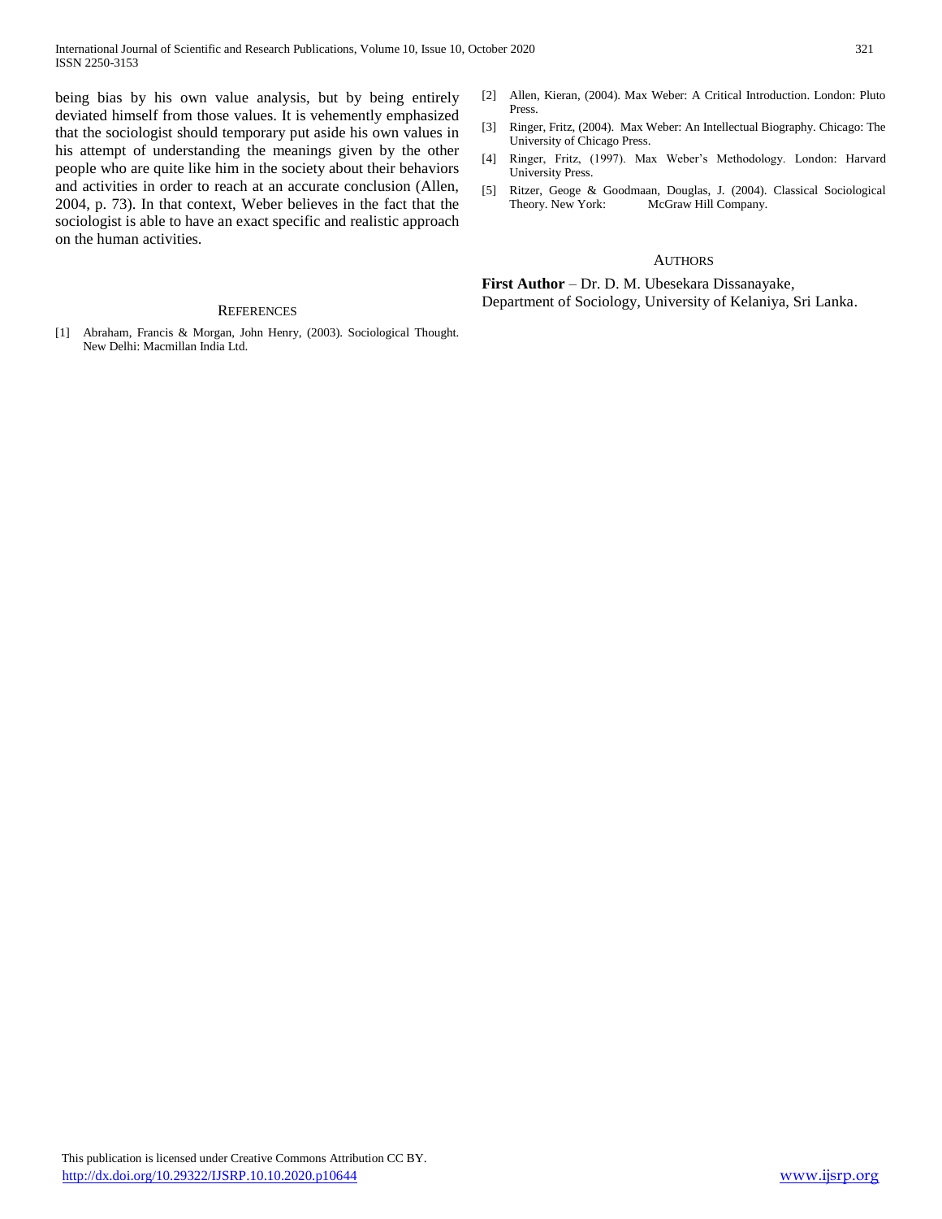being bias by his own value analysis, but by being entirely deviated himself from those values. It is vehemently emphasized that the sociologist should temporary put aside his own values in his attempt of understanding the meanings given by the other people who are quite like him in the society about their behaviors and activities in order to reach at an accurate conclusion (Allen, 2004, p. 73). In that context, Weber believes in the fact that the sociologist is able to have an exact specific and realistic approach on the human activities.

## REFERENCES

[1] Abraham, Francis & Morgan, John Henry, (2003). Sociological Thought. New Delhi: Macmillan India Ltd.

[2] Allen, Kieran, (2004). Max Weber: A Critical Introduction. London: Pluto Press.

[3] Ringer, Fritz, (2004). Max Weber: An Intellectual Biography. Chicago: The University of Chicago Press.

[4] Ringer, Fritz, (1997). Max Weber's Methodology. London: Harvard University Press.

[5] Ritzer, Geoge & Goodmaan, Douglas, J. (2004). Classical Sociological Theory. New York: McGraw Hill Company.

## AUTHORS

**First Author** – Dr. D. M. Ubesekara Dissanayake, Department of Sociology, University of Kelaniya, Sri Lanka.